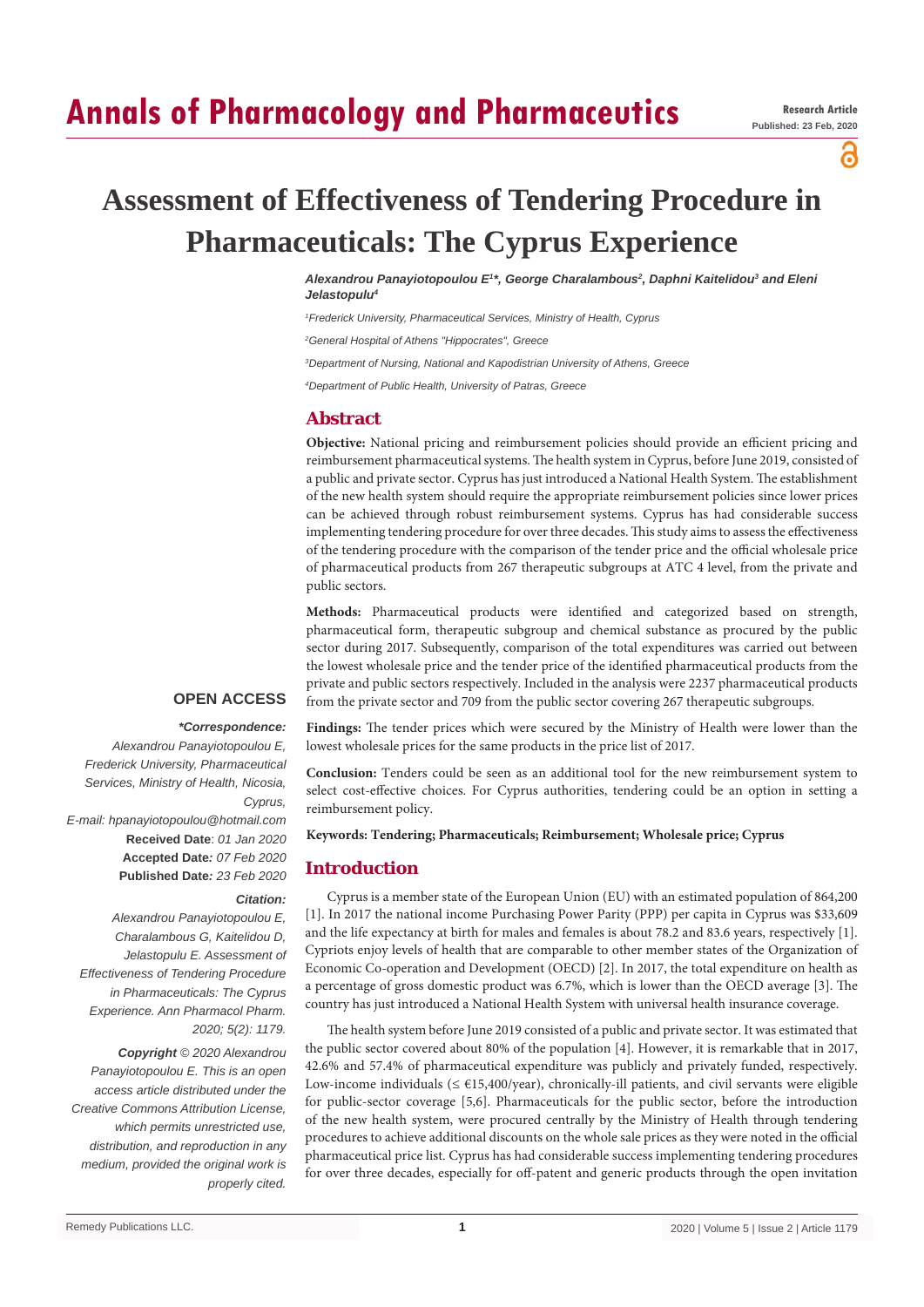# Assessment of Effectiveness of Tendering Procedure in Pharmaceuticals: The Cyprus Experience

Research Article
Published: 23 Feb, 2020

***Alexandrou Panayiotopoulou E[1]\*, George Charalambous[2], Daphni Kaitelidou[3] and Eleni Jelastopulu[4]***

*[1]Frederick University, Pharmaceutical Services, Ministry of Health, Cyprus*

*[2]General Hospital of Athens "Hippocrates", Greece*

*[3]Department of Nursing, National and Kapodistrian University of Athens, Greece*

*[4]Department of Public Health, University of Patras, Greece*

## Abstract

**Objective:** National pricing and reimbursement policies should provide an efficient pricing and reimbursement pharmaceutical systems. The health system in Cyprus, before June 2019, consisted of a public and private sector. Cyprus has just introduced a National Health System. The establishment of the new health system should require the appropriate reimbursement policies since lower prices can be achieved through robust reimbursement systems. Cyprus has had considerable success implementing tendering procedure for over three decades. This study aims to assess the effectiveness of the tendering procedure with the comparison of the tender price and the official wholesale price of pharmaceutical products from 267 therapeutic subgroups at ATC 4 level, from the private and public sectors.

**Methods:** Pharmaceutical products were identified and categorized based on strength, pharmaceutical form, therapeutic subgroup and chemical substance as procured by the public sector during 2017. Subsequently, comparison of the total expenditures was carried out between the lowest wholesale price and the tender price of the identified pharmaceutical products from the private and public sectors respectively. Included in the analysis were 2237 pharmaceutical products from the private sector and 709 from the public sector covering 267 therapeutic subgroups.

**Findings:** The tender prices which were secured by the Ministry of Health were lower than the lowest wholesale prices for the same products in the price list of 2017.

**Conclusion:** Tenders could be seen as an additional tool for the new reimbursement system to select cost-effective choices. For Cyprus authorities, tendering could be an option in setting a reimbursement policy.

**Keywords: Tendering; Pharmaceuticals; Reimbursement; Wholesale price; Cyprus**

**OPEN ACCESS**

***\*Correspondence:***

*Alexandrou Panayiotopoulou E, Frederick University, Pharmaceutical Services, Ministry of Health, Nicosia, Cyprus,*

*E-mail: hpanayiotopoulou@hotmail.com*

**Received Date**: *01 Jan 2020*

**Accepted Date***: 07 Feb 2020*

**Published Date***: 23 Feb 2020*

***Citation:***

*Alexandrou Panayiotopoulou E, Charalambous G, Kaitelidou D, Jelastopulu E. Assessment of Effectiveness of Tendering Procedure in Pharmaceuticals: The Cyprus Experience. Ann Pharmacol Pharm. 2020; 5(2): 1179.*

***Copyright** © 2020 Alexandrou Panayiotopoulou E. This is an open access article distributed under the Creative Commons Attribution License, which permits unrestricted use, distribution, and reproduction in any medium, provided the original work is properly cited.*

## Introduction

Cyprus is a member state of the European Union (EU) with an estimated population of 864,200 [1]. In 2017 the national income Purchasing Power Parity (PPP) per capita in Cyprus was $33,609 and the life expectancy at birth for males and females is about 78.2 and 83.6 years, respectively [1]. Cypriots enjoy levels of health that are comparable to other member states of the Organization of Economic Co-operation and Development (OECD) [2]. In 2017, the total expenditure on health as a percentage of gross domestic product was 6.7%, which is lower than the OECD average [3]. The country has just introduced a National Health System with universal health insurance coverage.

The health system before June 2019 consisted of a public and private sector. It was estimated that the public sector covered about 80% of the population [4]. However, it is remarkable that in 2017, 42.6% and 57.4% of pharmaceutical expenditure was publicly and privately funded, respectively. Low-income individuals (≤ €15,400/year), chronically-ill patients, and civil servants were eligible for public-sector coverage [5,6]. Pharmaceuticals for the public sector, before the introduction of the new health system, were procured centrally by the Ministry of Health through tendering procedures to achieve additional discounts on the whole sale prices as they were noted in the official pharmaceutical price list. Cyprus has had considerable success implementing tendering procedures for over three decades, especially for off-patent and generic products through the open invitation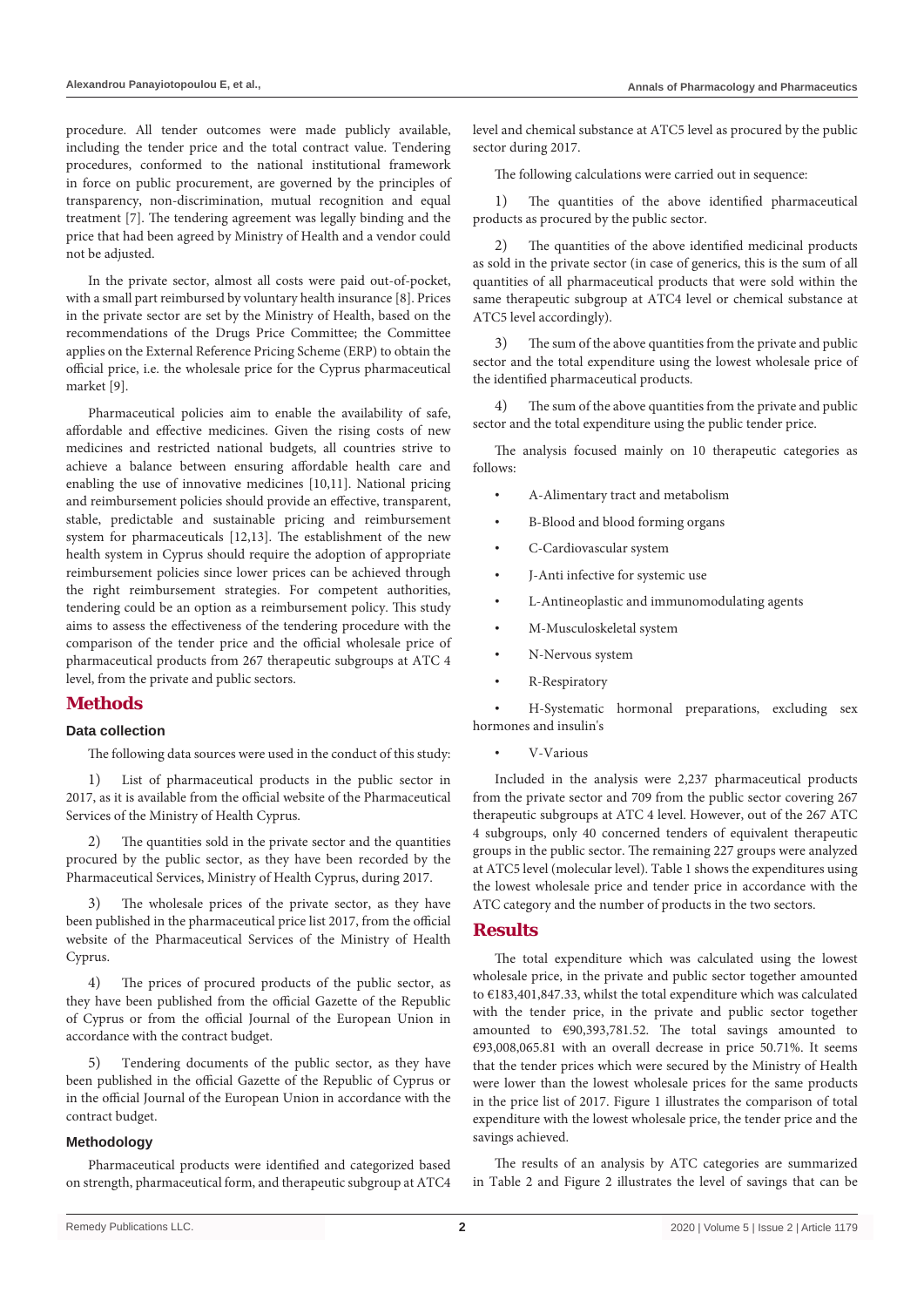procedure. All tender outcomes were made publicly available, including the tender price and the total contract value. Tendering procedures, conformed to the national institutional framework in force on public procurement, are governed by the principles of transparency, non-discrimination, mutual recognition and equal treatment [7]. The tendering agreement was legally binding and the price that had been agreed by Ministry of Health and a vendor could not be adjusted.

In the private sector, almost all costs were paid out-of-pocket, with a small part reimbursed by voluntary health insurance [8]. Prices in the private sector are set by the Ministry of Health, based on the recommendations of the Drugs Price Committee; the Committee applies on the External Reference Pricing Scheme (ERP) to obtain the official price, i.e. the wholesale price for the Cyprus pharmaceutical market [9].

Pharmaceutical policies aim to enable the availability of safe, affordable and effective medicines. Given the rising costs of new medicines and restricted national budgets, all countries strive to achieve a balance between ensuring affordable health care and enabling the use of innovative medicines [10,11]. National pricing and reimbursement policies should provide an effective, transparent, stable, predictable and sustainable pricing and reimbursement system for pharmaceuticals [12,13]. The establishment of the new health system in Cyprus should require the adoption of appropriate reimbursement policies since lower prices can be achieved through the right reimbursement strategies. For competent authorities, tendering could be an option as a reimbursement policy. This study aims to assess the effectiveness of the tendering procedure with the comparison of the tender price and the official wholesale price of pharmaceutical products from 267 therapeutic subgroups at ATC 4 level, from the private and public sectors.

# Methods

## Data collection

The following data sources were used in the conduct of this study:

1) List of pharmaceutical products in the public sector in 2017, as it is available from the official website of the Pharmaceutical Services of the Ministry of Health Cyprus.

2) The quantities sold in the private sector and the quantities procured by the public sector, as they have been recorded by the Pharmaceutical Services, Ministry of Health Cyprus, during 2017.

3) The wholesale prices of the private sector, as they have been published in the pharmaceutical price list 2017, from the official website of the Pharmaceutical Services of the Ministry of Health Cyprus.

4) The prices of procured products of the public sector, as they have been published from the official Gazette of the Republic of Cyprus or from the official Journal of the European Union in accordance with the contract budget.

5) Tendering documents of the public sector, as they have been published in the official Gazette of the Republic of Cyprus or in the official Journal of the European Union in accordance with the contract budget.

## Methodology

Pharmaceutical products were identified and categorized based on strength, pharmaceutical form, and therapeutic subgroup at ATC4 level and chemical substance at ATC5 level as procured by the public sector during 2017.

The following calculations were carried out in sequence:

1) The quantities of the above identified pharmaceutical products as procured by the public sector.

2) The quantities of the above identified medicinal products as sold in the private sector (in case of generics, this is the sum of all quantities of all pharmaceutical products that were sold within the same therapeutic subgroup at ATC4 level or chemical substance at ATC5 level accordingly).

3) The sum of the above quantities from the private and public sector and the total expenditure using the lowest wholesale price of the identified pharmaceutical products.

4) The sum of the above quantities from the private and public sector and the total expenditure using the public tender price.

The analysis focused mainly on 10 therapeutic categories as follows:

- A-Alimentary tract and metabolism
- B-Blood and blood forming organs
- C-Cardiovascular system
- J-Anti infective for systemic use
- L-Antineoplastic and immunomodulating agents
- M-Musculoskeletal system
- N-Nervous system
- R-Respiratory
- H-Systematic hormonal preparations, excluding sex hormones and insulin's
- V-Various

Included in the analysis were 2,237 pharmaceutical products from the private sector and 709 from the public sector covering 267 therapeutic subgroups at ATC 4 level. However, out of the 267 ATC 4 subgroups, only 40 concerned tenders of equivalent therapeutic groups in the public sector. The remaining 227 groups were analyzed at ATC5 level (molecular level). Table 1 shows the expenditures using the lowest wholesale price and tender price in accordance with the ATC category and the number of products in the two sectors.

# Results

The total expenditure which was calculated using the lowest wholesale price, in the private and public sector together amounted to €183,401,847.33, whilst the total expenditure which was calculated with the tender price, in the private and public sector together amounted to €90,393,781.52. The total savings amounted to €93,008,065.81 with an overall decrease in price 50.71%. It seems that the tender prices which were secured by the Ministry of Health were lower than the lowest wholesale prices for the same products in the price list of 2017. Figure 1 illustrates the comparison of total expenditure with the lowest wholesale price, the tender price and the savings achieved.

The results of an analysis by ATC categories are summarized in Table 2 and Figure 2 illustrates the level of savings that can be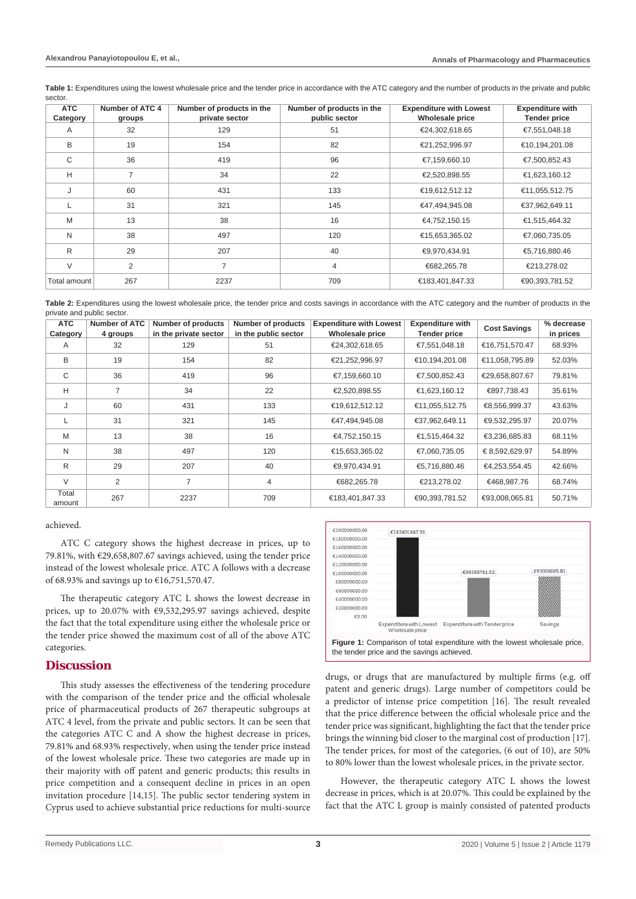**Table 1:** Expenditures using the lowest wholesale price and the tender price in accordance with the ATC category and the number of products in the private and public sector.

| ATC Category | Number of ATC 4 groups | Number of products in the private sector | Number of products in the public sector | Expenditure with Lowest Wholesale price | Expenditure with Tender price |
|---|---|---|---|---|---|
| A | 32 | 129 | 51 | €24,302,618.65 | €7,551,048.18 |
| B | 19 | 154 | 82 | €21,252,996.97 | €10,194,201.08 |
| C | 36 | 419 | 96 | €7,159,660.10 | €7,500,852.43 |
| H | 7 | 34 | 22 | €2,520,898.55 | €1,623,160.12 |
| J | 60 | 431 | 133 | €19,612,512.12 | €11,055,512.75 |
| L | 31 | 321 | 145 | €47,494,945.08 | €37,962,649.11 |
| M | 13 | 38 | 16 | €4,752,150.15 | €1,515,464.32 |
| N | 38 | 497 | 120 | €15,653,365.02 | €7,060,735.05 |
| R | 29 | 207 | 40 | €9,970,434.91 | €5,716,880.46 |
| V | 2 | 7 | 4 | €682,265.78 | €213,278.02 |
| Total amount | 267 | 2237 | 709 | €183,401,847.33 | €90,393,781.52 |

**Table 2:** Expenditures using the lowest wholesale price, the tender price and costs savings in accordance with the ATC category and the number of products in the private and public sector.

| ATC Category | Number of ATC 4 groups | Number of products in the private sector | Number of products in the public sector | Expenditure with Lowest Wholesale price | Expenditure with Tender price | Cost Savings | % decrease in prices |
|---|---|---|---|---|---|---|---|
| A | 32 | 129 | 51 | €24,302,618.65 | €7,551,048.18 | €16,751,570.47 | 68.93% |
| B | 19 | 154 | 82 | €21,252,996.97 | €10,194,201.08 | €11,058,795.89 | 52.03% |
| C | 36 | 419 | 96 | €7,159,660.10 | €7,500,852.43 | €29,658,807.67 | 79.81% |
| H | 7 | 34 | 22 | €2,520,898.55 | €1,623,160.12 | €897,738.43 | 35.61% |
| J | 60 | 431 | 133 | €19,612,512.12 | €11,055,512.75 | €8,556,999.37 | 43.63% |
| L | 31 | 321 | 145 | €47,494,945.08 | €37,962,649.11 | €9,532,295.97 | 20.07% |
| M | 13 | 38 | 16 | €4,752,150.15 | €1,515,464.32 | €3,236,685.83 | 68.11% |
| N | 38 | 497 | 120 | €15,653,365.02 | €7,060,735.05 | € 8,592,629.97 | 54.89% |
| R | 29 | 207 | 40 | €9,970,434.91 | €5,716,880.46 | €4,253,554.45 | 42.66% |
| V | 2 | 7 | 4 | €682,265.78 | €213,278.02 | €468,987.76 | 68.74% |
| Total amount | 267 | 2237 | 709 | €183,401,847.33 | €90,393,781.52 | €93,008,065.81 | 50.71% |

achieved.

ATC C category shows the highest decrease in prices, up to 79.81%, with €29,658,807.67 savings achieved, using the tender price instead of the lowest wholesale price. ATC A follows with a decrease of 68.93% and savings up to €16,751,570.47.

The therapeutic category ATC L shows the lowest decrease in prices, up to 20.07% with €9,532,295.97 savings achieved, despite the fact that the total expenditure using either the wholesale price or the tender price showed the maximum cost of all of the above ATC categories.

**Figure 1:** Comparison of total expenditure with the lowest wholesale price, the tender price and the savings achieved.

## Discussion

This study assesses the effectiveness of the tendering procedure with the comparison of the tender price and the official wholesale price of pharmaceutical products of 267 therapeutic subgroups at ATC 4 level, from the private and public sectors. It can be seen that the categories ATC C and A show the highest decrease in prices, 79.81% and 68.93% respectively, when using the tender price instead of the lowest wholesale price. These two categories are made up in their majority with off patent and generic products; this results in price competition and a consequent decline in prices in an open invitation procedure [14,15]. The public sector tendering system in Cyprus used to achieve substantial price reductions for multi-source drugs, or drugs that are manufactured by multiple firms (e.g. off patent and generic drugs). Large number of competitors could be a predictor of intense price competition [16]. The result revealed that the price difference between the official wholesale price and the tender price was significant, highlighting the fact that the tender price brings the winning bid closer to the marginal cost of production [17]. The tender prices, for most of the categories, (6 out of 10), are 50% to 80% lower than the lowest wholesale prices, in the private sector.

However, the therapeutic category ATC L shows the lowest decrease in prices, which is at 20.07%. This could be explained by the fact that the ATC L group is mainly consisted of patented products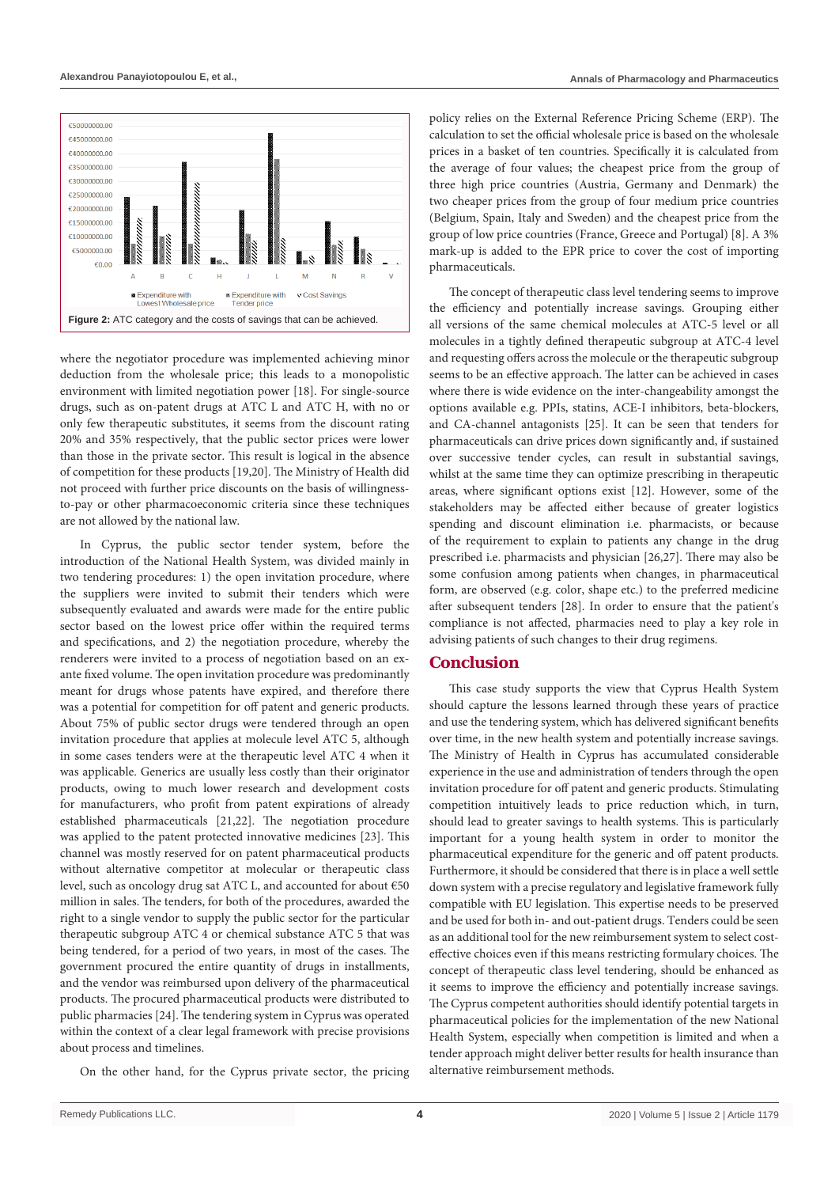Figure 2: ATC category and the costs of savings that can be achieved.

where the negotiator procedure was implemented achieving minor deduction from the wholesale price; this leads to a monopolistic environment with limited negotiation power [18]. For single-source drugs, such as on-patent drugs at ATC L and ATC H, with no or only few therapeutic substitutes, it seems from the discount rating 20% and 35% respectively, that the public sector prices were lower than those in the private sector. This result is logical in the absence of competition for these products [19,20]. The Ministry of Health did not proceed with further price discounts on the basis of willingness-to-pay or other pharmacoeconomic criteria since these techniques are not allowed by the national law.

In Cyprus, the public sector tender system, before the introduction of the National Health System, was divided mainly in two tendering procedures: 1) the open invitation procedure, where the suppliers were invited to submit their tenders which were subsequently evaluated and awards were made for the entire public sector based on the lowest price offer within the required terms and specifications, and 2) the negotiation procedure, whereby the renderers were invited to a process of negotiation based on an ex-ante fixed volume. The open invitation procedure was predominantly meant for drugs whose patents have expired, and therefore there was a potential for competition for off patent and generic products. About 75% of public sector drugs were tendered through an open invitation procedure that applies at molecule level ATC 5, although in some cases tenders were at the therapeutic level ATC 4 when it was applicable. Generics are usually less costly than their originator products, owing to much lower research and development costs for manufacturers, who profit from patent expirations of already established pharmaceuticals [21,22]. The negotiation procedure was applied to the patent protected innovative medicines [23]. This channel was mostly reserved for on patent pharmaceutical products without alternative competitor at molecular or therapeutic class level, such as oncology drug sat ATC L, and accounted for about €50 million in sales. The tenders, for both of the procedures, awarded the right to a single vendor to supply the public sector for the particular therapeutic subgroup ATC 4 or chemical substance ATC 5 that was being tendered, for a period of two years, in most of the cases. The government procured the entire quantity of drugs in installments, and the vendor was reimbursed upon delivery of the pharmaceutical products. The procured pharmaceutical products were distributed to public pharmacies [24]. The tendering system in Cyprus was operated within the context of a clear legal framework with precise provisions about process and timelines.

On the other hand, for the Cyprus private sector, the pricing policy relies on the External Reference Pricing Scheme (ERP). The calculation to set the official wholesale price is based on the wholesale prices in a basket of ten countries. Specifically it is calculated from the average of four values; the cheapest price from the group of three high price countries (Austria, Germany and Denmark) the two cheaper prices from the group of four medium price countries (Belgium, Spain, Italy and Sweden) and the cheapest price from the group of low price countries (France, Greece and Portugal) [8]. A 3% mark-up is added to the EPR price to cover the cost of importing pharmaceuticals.

The concept of therapeutic class level tendering seems to improve the efficiency and potentially increase savings. Grouping either all versions of the same chemical molecules at ATC-5 level or all molecules in a tightly defined therapeutic subgroup at ATC-4 level and requesting offers across the molecule or the therapeutic subgroup seems to be an effective approach. The latter can be achieved in cases where there is wide evidence on the inter-changeability amongst the options available e.g. PPIs, statins, ACE-I inhibitors, beta-blockers, and CA-channel antagonists [25]. It can be seen that tenders for pharmaceuticals can drive prices down significantly and, if sustained over successive tender cycles, can result in substantial savings, whilst at the same time they can optimize prescribing in therapeutic areas, where significant options exist [12]. However, some of the stakeholders may be affected either because of greater logistics spending and discount elimination i.e. pharmacists, or because of the requirement to explain to patients any change in the drug prescribed i.e. pharmacists and physician [26,27]. There may also be some confusion among patients when changes, in pharmaceutical form, are observed (e.g. color, shape etc.) to the preferred medicine after subsequent tenders [28]. In order to ensure that the patient's compliance is not affected, pharmacies need to play a key role in advising patients of such changes to their drug regimens.

## Conclusion

This case study supports the view that Cyprus Health System should capture the lessons learned through these years of practice and use the tendering system, which has delivered significant benefits over time, in the new health system and potentially increase savings. The Ministry of Health in Cyprus has accumulated considerable experience in the use and administration of tenders through the open invitation procedure for off patent and generic products. Stimulating competition intuitively leads to price reduction which, in turn, should lead to greater savings to health systems. This is particularly important for a young health system in order to monitor the pharmaceutical expenditure for the generic and off patent products. Furthermore, it should be considered that there is in place a well settle down system with a precise regulatory and legislative framework fully compatible with EU legislation. This expertise needs to be preserved and be used for both in- and out-patient drugs. Tenders could be seen as an additional tool for the new reimbursement system to select cost-effective choices even if this means restricting formulary choices. The concept of therapeutic class level tendering, should be enhanced as it seems to improve the efficiency and potentially increase savings. The Cyprus competent authorities should identify potential targets in pharmaceutical policies for the implementation of the new National Health System, especially when competition is limited and when a tender approach might deliver better results for health insurance than alternative reimbursement methods.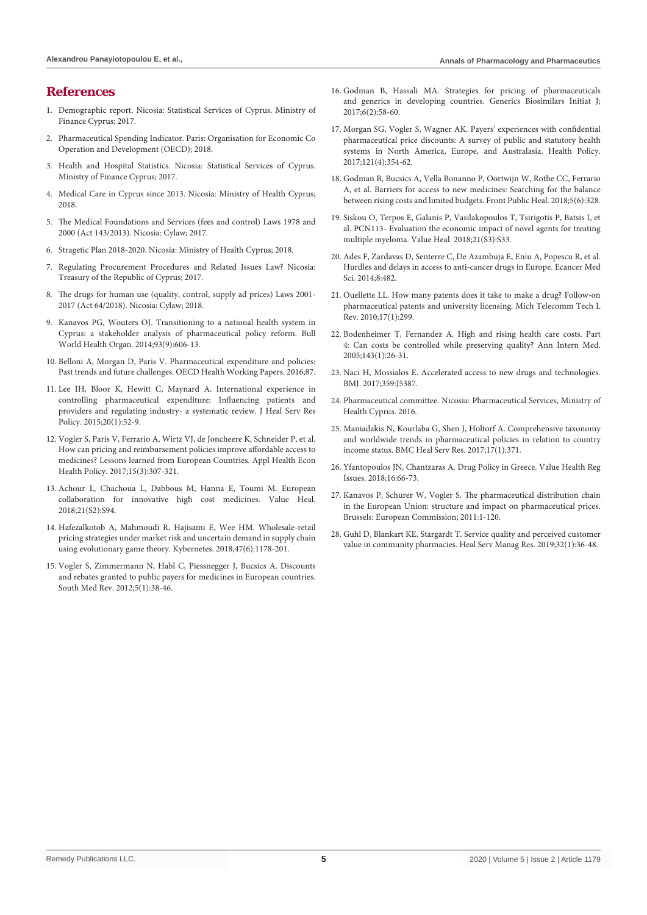## References

1. Demographic report. Nicosia: Statistical Services of Cyprus. Ministry of Finance Cyprus; 2017.
2. Pharmaceutical Spending Indicator. Paris: Organisation for Economic Co Operation and Development (OECD); 2018.
3. Health and Hospital Statistics. Nicosia: Statistical Services of Cyprus. Ministry of Finance Cyprus; 2017.
4. Medical Care in Cyprus since 2013. Nicosia: Ministry of Health Cyprus; 2018.
5. The Medical Foundations and Services (fees and control) Laws 1978 and 2000 (Act 143/2013). Nicosia: Cylaw; 2017.
6. Stragetic Plan 2018-2020. Nicosia: Ministry of Health Cyprus; 2018.
7. Regulating Procurement Procedures and Related Issues Law? Nicosia: Treasury of the Republic of Cyprus; 2017.
8. The drugs for human use (quality, control, supply ad prices) Laws 2001-2017 (Act 64/2018). Nicosia: Cylaw; 2018.
9. Kanavos PG, Wouters OJ. Transitioning to a national health system in Cyprus: a stakeholder analysis of pharmaceutical policy reform. Bull World Health Organ. 2014;93(9):606-13.
10. Belloni A, Morgan D, Paris V. Pharmaceutical expenditure and policies: Past trends and future challenges. OECD Health Working Papers. 2016;87.
11. Lee IH, Bloor K, Hewitt C, Maynard A. International experience in controlling pharmaceutical expenditure: Influencing patients and providers and regulating industry- a systematic review. J Heal Serv Res Policy. 2015;20(1):52-9.
12. Vogler S, Paris V, Ferrario A, Wirtz VJ, de Joncheere K, Schneider P, et al. How can pricing and reimbursement policies improve affordable access to medicines? Lessons learned from European Countries. Appl Health Econ Health Policy. 2017;15(3):307-321.
13. Achour L, Chachoua L, Dabbous M, Hanna E, Toumi M. European collaboration for innovative high cost medicines. Value Heal. 2018;21(S2):S94.
14. Hafezalkotob A, Mahmoudi R, Hajisami E, Wee HM. Wholesale-retail pricing strategies under market risk and uncertain demand in supply chain using evolutionary game theory. Kybernetes. 2018;47(6):1178-201.
15. Vogler S, Zimmermann N, Habl C, Piessnegger J, Bucsics A. Discounts and rebates granted to public payers for medicines in European countries. South Med Rev. 2012;5(1):38-46.
16. Godman B, Hassali MA. Strategies for pricing of pharmaceuticals and generics in developing countries. Generics Biosimilars Initiat J; 2017;6(2):58-60.
17. Morgan SG, Vogler S, Wagner AK. Payers' experiences with confidential pharmaceutical price discounts: A survey of public and statutory health systems in North America, Europe, and Australasia. Health Policy. 2017;121(4):354-62.
18. Godman B, Bucsics A, Vella Bonanno P, Oortwijn W, Rothe CC, Ferrario A, et al. Barriers for access to new medicines: Searching for the balance between rising costs and limited budgets. Front Public Heal. 2018;5(6):328.
19. Siskou O, Terpos E, Galanis P, Vasilakopoulos T, Tsirigotis P, Batsis I, et al. PCN113- Evaluation the economic impact of novel agents for treating multiple myeloma. Value Heal. 2018;21(S3):S33.
20. Ades F, Zardavas D, Senterre C, De Azambuja E, Eniu A, Popescu R, et al. Hurdles and delays in access to anti-cancer drugs in Europe. Ecancer Med Sci. 2014;8:482.
21. Ouellette LL. How many patents does it take to make a drug? Follow-on pharmaceutical patents and university licensing. Mich Telecomm Tech L Rev. 2010;17(1):299.
22. Bodenheimer T, Fernandez A. High and rising health care costs. Part 4: Can costs be controlled while preserving quality? Ann Intern Med. 2005;143(1):26-31.
23. Naci H, Mossialos E. Accelerated access to new drugs and technologies. BMJ. 2017;359:J5387.
24. Pharmaceutical committee. Nicosia: Pharmaceutical Services, Ministry of Health Cyprus. 2016.
25. Maniadakis N, Kourlaba G, Shen J, Holtorf A. Comprehensive taxonomy and worldwide trends in pharmaceutical policies in relation to country income status. BMC Heal Serv Res. 2017;17(1):371.
26. Yfantopoulos JN, Chantzaras A. Drug Policy in Greece. Value Health Reg Issues. 2018;16:66-73.
27. Kanavos P, Schurer W, Vogler S. The pharmaceutical distribution chain in the European Union: structure and impact on pharmaceutical prices. Brussels: European Commission; 2011:1-120.
28. Guhl D, Blankart KE, Stargardt T. Service quality and perceived customer value in community pharmacies. Heal Serv Manag Res. 2019;32(1):36-48.